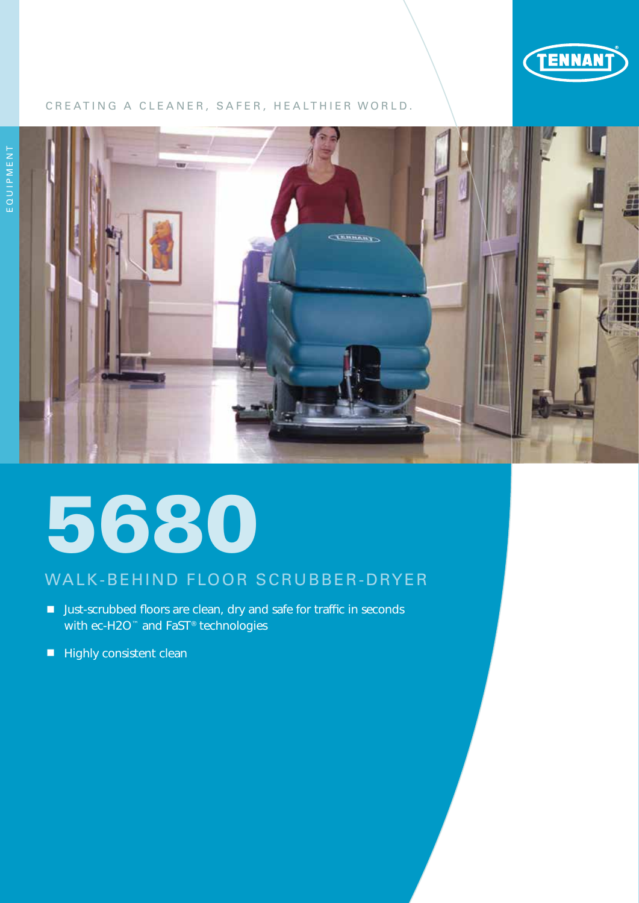TENNANT

CREATING A CLEANER, SAFER, HEALTHIER WORLD.

EQUIPMENT

# 5680

## WALK-BEHIND FLOOR SCRUBBER-DRYER

- Just-scrubbed floors are clean, dry and safe for traffic in seconds with ec-H2O™ and FaST® technologies
- Highly consistent clean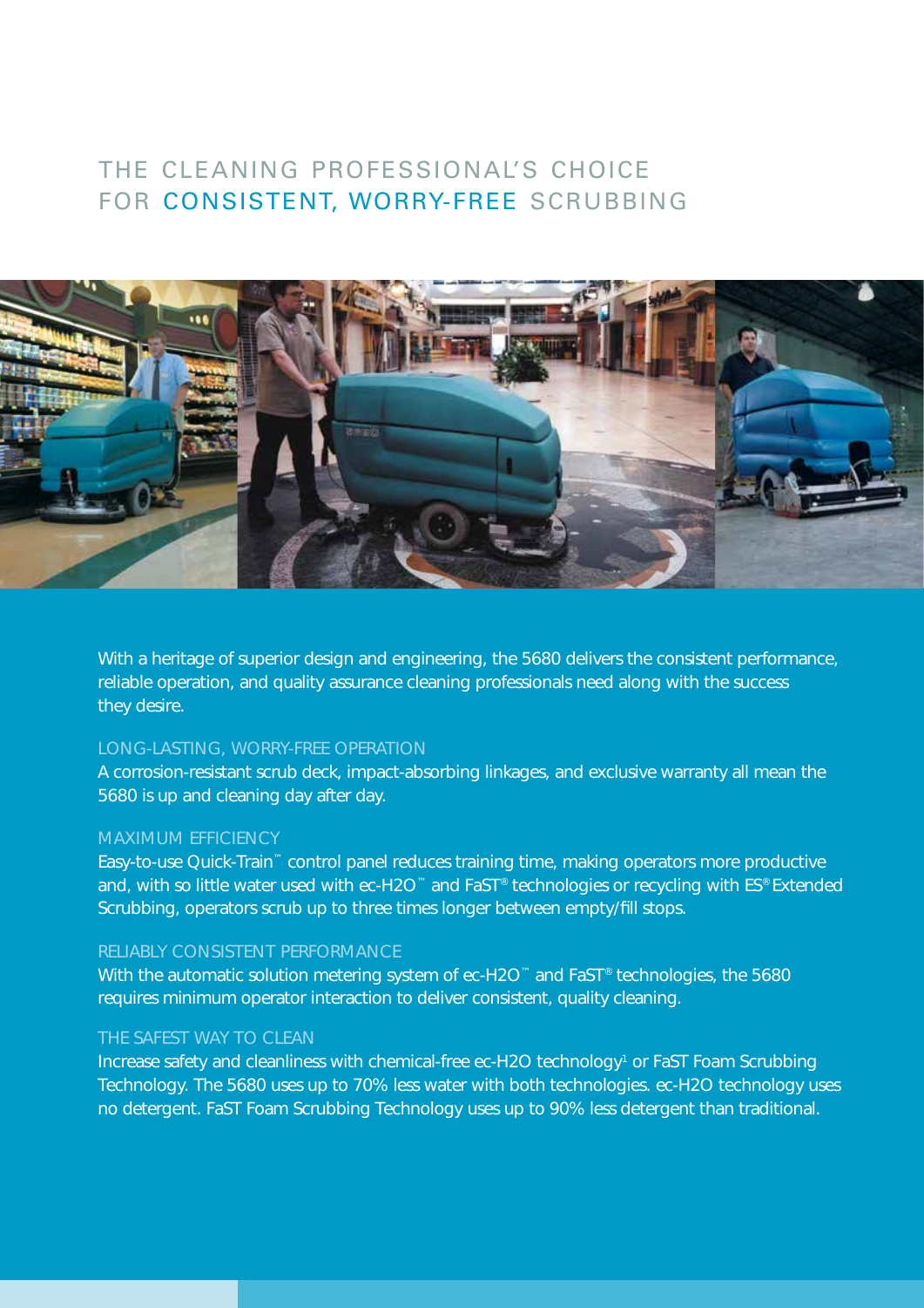# THE CLEANING PROFESSIONAL'S CHOICE FOR CONSISTENT, WORRY-FREE SCRUBBING

With a heritage of superior design and engineering, the 5680 delivers the consistent performance, reliable operation, and quality assurance cleaning professionals need along with the success they desire.

## LONG-LASTING, WORRY-FREE OPERATION

A corrosion-resistant scrub deck, impact-absorbing linkages, and exclusive warranty all mean the 5680 is up and cleaning day after day.

## MAXIMUM EFFICIENCY

Easy-to-use Quick-Train™ control panel reduces training time, making operators more productive and, with so little water used with ec-H2O™ and FaST® technologies or recycling with ES® Extended Scrubbing, operators scrub up to three times longer between empty/fill stops.

## RELIABLY CONSISTENT PERFORMANCE

With the automatic solution metering system of ec-H2O™ and FaST® technologies, the 5680 requires minimum operator interaction to deliver consistent, quality cleaning.

## THE SAFEST WAY TO CLEAN

Increase safety and cleanliness with chemical-free ec-H2O technology[1] or FaST Foam Scrubbing Technology. The 5680 uses up to 70% less water with both technologies. ec-H2O technology uses no detergent. FaST Foam Scrubbing Technology uses up to 90% less detergent than traditional.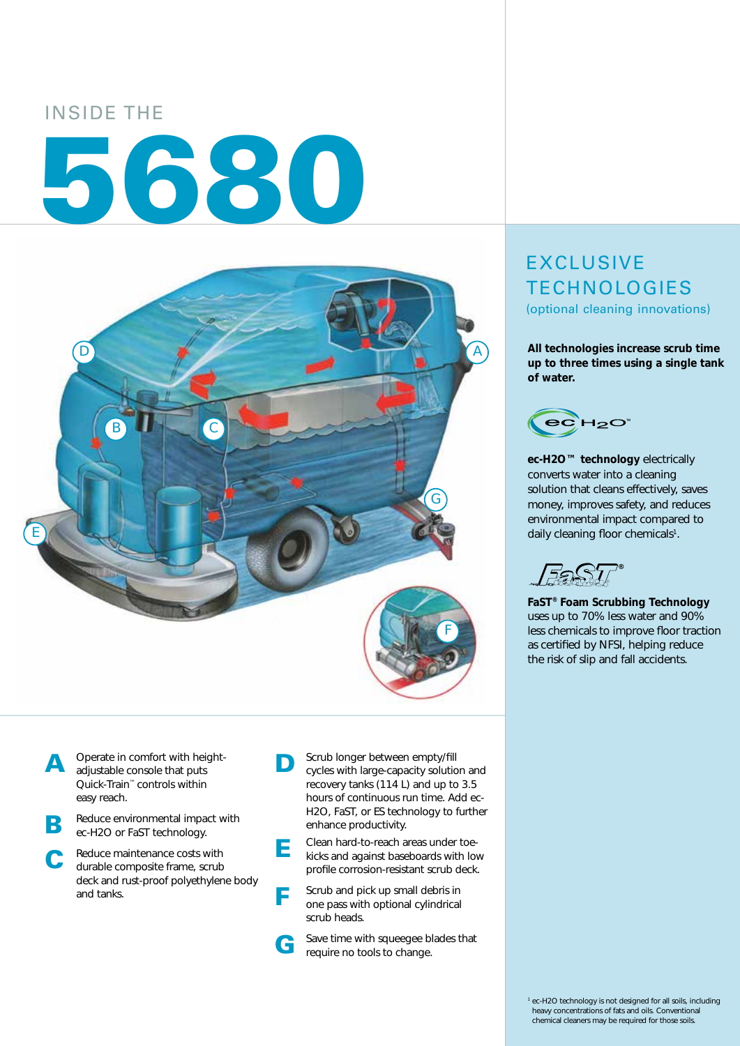INSIDE THE

# 5680

## EXCLUSIVE TECHNOLOGIES

(optional cleaning innovations)

**All technologies increase scrub time up to three times using a single tank of water.**

**ec-H2O™ technology** electrically converts water into a cleaning solution that cleans effectively, saves money, improves safety, and reduces environmental impact compared to daily cleaning floor chemicals[1].

**FaST® Foam Scrubbing Technology** uses up to 70% less water and 90% less chemicals to improve floor traction as certified by NFSI, helping reduce the risk of slip and fall accidents.

**A** Operate in comfort with height-adjustable console that puts Quick-Train™ controls within easy reach.

**B** Reduce environmental impact with ec-H2O or FaST technology.

**C** Reduce maintenance costs with durable composite frame, scrub deck and rust-proof polyethylene body and tanks.

**D** Scrub longer between empty/fill cycles with large-capacity solution and recovery tanks (114 L) and up to 3.5 hours of continuous run time. Add ec-H2O, FaST, or ES technology to further enhance productivity.

**E** Clean hard-to-reach areas under toe-kicks and against baseboards with low profile corrosion-resistant scrub deck.

**F** Scrub and pick up small debris in one pass with optional cylindrical scrub heads.

**G** Save time with squeegee blades that require no tools to change.

[1] ec-H2O technology is not designed for all soils, including heavy concentrations of fats and oils. Conventional chemical cleaners may be required for those soils.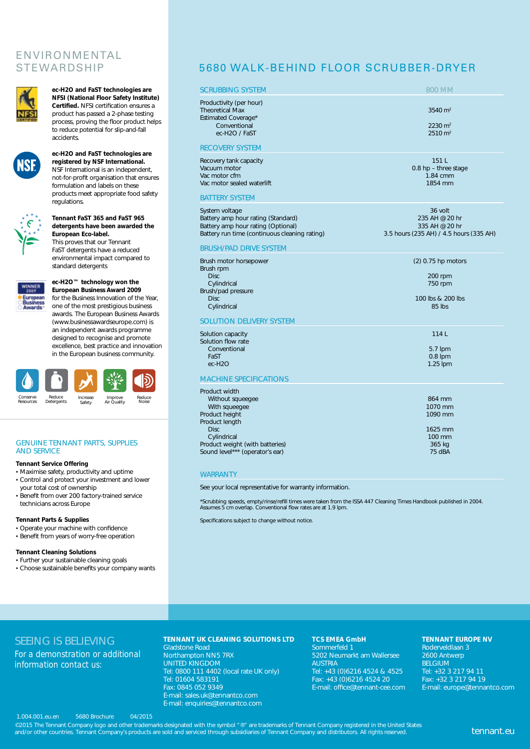## ENVIRONMENTAL STEWARDSHIP

**ec-H2O and FaST technologies are NFSI (National Floor Safety Institute) Certified.** NFSI certification ensures a product has passed a 2-phase testing process, proving the floor product helps to reduce potential for slip-and-fall accidents.

**ec-H2O and FaST technologies are registered by NSF International.** NSF International is an independent, not-for-profit organisation that ensures formulation and labels on these products meet appropriate food safety regulations.

**Tennant FaST 365 and FaST 965 detergents have been awarded the European Eco-label.** This proves that our Tennant FaST detergents have a reduced environmental impact compared to standard detergents

**ec-H2O™ technology won the European Business Award 2009** for the Business Innovation of the Year, one of the most prestigious business awards. The European Business Awards (www.businessawardseurope.com) is an independent awards programme designed to recognise and promote excellence, best practice and innovation in the European business community.

Conserve Resources | Reduce Detergents | Increase Safety | Improve Air Quality | Reduce Noise

## GENUINE TENNANT PARTS, SUPPLIES AND SERVICE

**Tennant Service Offering**
- Maximise safety, productivity and uptime
- Control and protect your investment and lower your total cost of ownership
- Benefit from over 200 factory-trained service technicians across Europe

**Tennant Parts & Supplies**
- Operate your machine with confidence
- Benefit from years of worry-free operation

**Tennant Cleaning Solutions**
- Further your sustainable cleaning goals
- Choose sustainable benefits your company wants

## 5680 WALK-BEHIND FLOOR SCRUBBER-DRYER

| SCRUBBING SYSTEM | 800 MM |
|---|---|
| Productivity (per hour) | |
| Theoretical Max | 3540 m² |
| Estimated Coverage* | |
| Conventional | 2230 m² |
| ec-H2O / FaST | 2510 m² |
| **RECOVERY SYSTEM** | |
| Recovery tank capacity | 151 L |
| Vacuum motor | 0.8 hp – three stage |
| Vac motor cfm | 1.84 cmm |
| Vac motor sealed waterlift | 1854 mm |
| **BATTERY SYSTEM** | |
| System voltage | 36 volt |
| Battery amp hour rating (Standard) | 235 AH @ 20 hr |
| Battery amp hour rating (Optional) | 335 AH @ 20 hr |
| Battery run time (continuous cleaning rating) | 3.5 hours (235 AH) / 4.5 hours (335 AH) |
| **BRUSH/PAD DRIVE SYSTEM** | |
| Brush motor horsepower | (2) 0.75 hp motors |
| Brush rpm | |
| Disc | 200 rpm |
| Cylindrical | 750 rpm |
| Brush/pad pressure | |
| Disc | 100 lbs & 200 lbs |
| Cylindrical | 85 lbs |
| **SOLUTION DELIVERY SYSTEM** | |
| Solution capacity | 114 L |
| Solution flow rate | |
| Conventional | 5.7 lpm |
| FaST | 0.8 lpm |
| ec-H2O | 1.25 lpm |
| **MACHINE SPECIFICATIONS** | |
| Product width | |
| Without squeegee | 864 mm |
| With squeegee | 1070 mm |
| Product height | 1090 mm |
| Product length | |
| Disc | 1625 mm |
| Cylindrical | 100 mm |
| Product weight (with batteries) | 365 kg |
| Sound level*** (operator's ear) | 75 dBA |

### WARRANTY

See your local representative for warranty information.

*Scrubbing speeds, empty/rinse/refill times were taken from the ISSA 447 Cleaning Times Handbook published in 2004. Assumes 5 cm overlap. Conventional flow rates are at 1.9 lpm.

Specifications subject to change without notice.

## SEEING IS BELIEVING

For a demonstration or additional information contact us:

**TENNANT UK CLEANING SOLUTIONS LTD**
Gladstone Road
Northampton NN5 7RX
UNITED KINGDOM
Tel: 0800 111 4402 (local rate UK only)
Tel: 01604 583191
Fax: 0845 052 9349
E-mail: sales.uk@tennantco.com
E-mail: enquiries@tennantco.com

**TCS EMEA GmbH**
Sommerfeld 1
5202 Neumarkt am Wallersee
AUSTRIA
Tel: +43 (0)6216 4524 & 4525
Fax: +43 (0)6216 4524 20
E-mail: office@tennant-cee.com

**TENNANT EUROPE NV**
Roderveldlaan 3
2600 Antwerp
BELGIUM
Tel: +32 3 217 94 11
Fax: +32 3 217 94 19
E-mail: europe@tennantco.com

1.004.001.eu.en  5680 Brochure  04/2015

©2015 The Tennant Company logo and other trademarks designated with the symbol "®" are trademarks of Tennant Company registered in the United States and/or other countries. Tennant Company's products are sold and serviced through subsidiaries of Tennant Company and distributors. All rights reserved.

tennant.eu